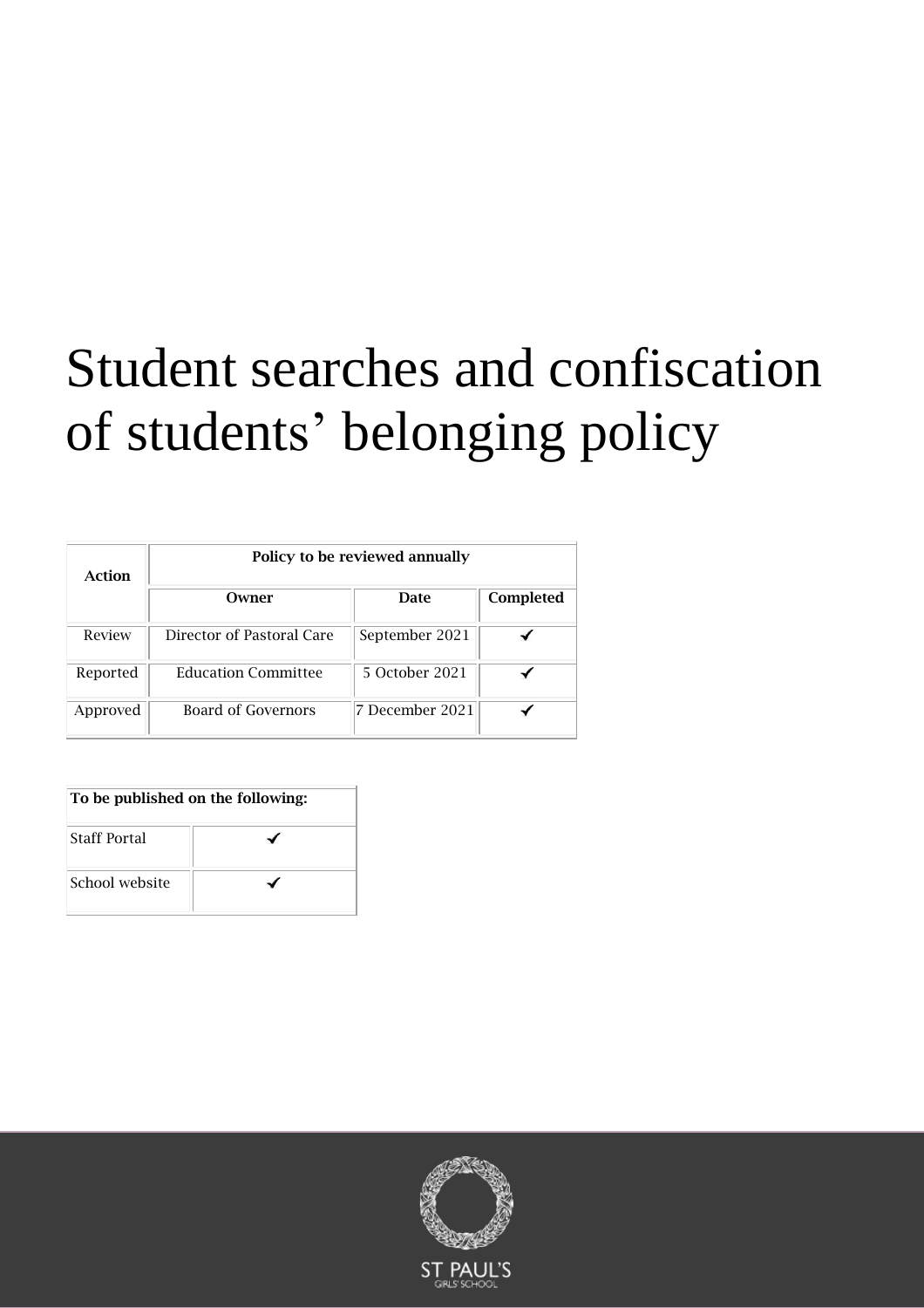# Student searches and confiscation of students' belonging policy

| Action | Policy to be reviewed annually | | |
|---|---|---|---|
| | **Owner** | **Date** | **Completed** |
| Review | Director of Pastoral Care | September 2021 | ✓ |
| Reported | Education Committee | 5 October 2021 | ✓ |
| Approved | Board of Governors | 7 December 2021 | ✓ |

| To be published on the following: | |
|---|---|
| Staff Portal | ✓ |
| School website | ✓ |

ST PAUL'S GIRLS' SCHOOL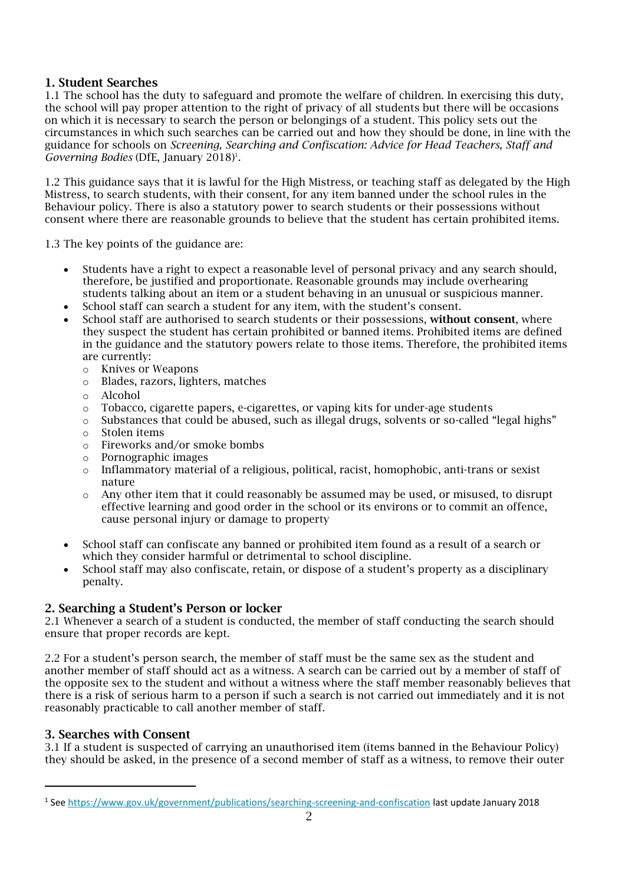## 1. Student Searches

1.1 The school has the duty to safeguard and promote the welfare of children. In exercising this duty, the school will pay proper attention to the right of privacy of all students but there will be occasions on which it is necessary to search the person or belongings of a student. This policy sets out the circumstances in which such searches can be carried out and how they should be done, in line with the guidance for schools on *Screening, Searching and Confiscation: Advice for Head Teachers, Staff and Governing Bodies* (DfE, January 2018)[1].

1.2 This guidance says that it is lawful for the High Mistress, or teaching staff as delegated by the High Mistress, to search students, with their consent, for any item banned under the school rules in the Behaviour policy. There is also a statutory power to search students or their possessions without consent where there are reasonable grounds to believe that the student has certain prohibited items.

1.3 The key points of the guidance are:

- Students have a right to expect a reasonable level of personal privacy and any search should, therefore, be justified and proportionate. Reasonable grounds may include overhearing students talking about an item or a student behaving in an unusual or suspicious manner.
- School staff can search a student for any item, with the student's consent.
- School staff are authorised to search students or their possessions, **without consent**, where they suspect the student has certain prohibited or banned items. Prohibited items are defined in the guidance and the statutory powers relate to those items. Therefore, the prohibited items are currently:
  - Knives or Weapons
  - Blades, razors, lighters, matches
  - Alcohol
  - Tobacco, cigarette papers, e-cigarettes, or vaping kits for under-age students
  - Substances that could be abused, such as illegal drugs, solvents or so-called "legal highs"
  - Stolen items
  - Fireworks and/or smoke bombs
  - Pornographic images
  - Inflammatory material of a religious, political, racist, homophobic, anti-trans or sexist nature
  - Any other item that it could reasonably be assumed may be used, or misused, to disrupt effective learning and good order in the school or its environs or to commit an offence, cause personal injury or damage to property
- School staff can confiscate any banned or prohibited item found as a result of a search or which they consider harmful or detrimental to school discipline.
- School staff may also confiscate, retain, or dispose of a student's property as a disciplinary penalty.

## 2. Searching a Student's Person or locker

2.1 Whenever a search of a student is conducted, the member of staff conducting the search should ensure that proper records are kept.

2.2 For a student's person search, the member of staff must be the same sex as the student and another member of staff should act as a witness. A search can be carried out by a member of staff of the opposite sex to the student and without a witness where the staff member reasonably believes that there is a risk of serious harm to a person if such a search is not carried out immediately and it is not reasonably practicable to call another member of staff.

## 3. Searches with Consent

3.1 If a student is suspected of carrying an unauthorised item (items banned in the Behaviour Policy) they should be asked, in the presence of a second member of staff as a witness, to remove their outer

---

[1] See https://www.gov.uk/government/publications/searching-screening-and-confiscation last update January 2018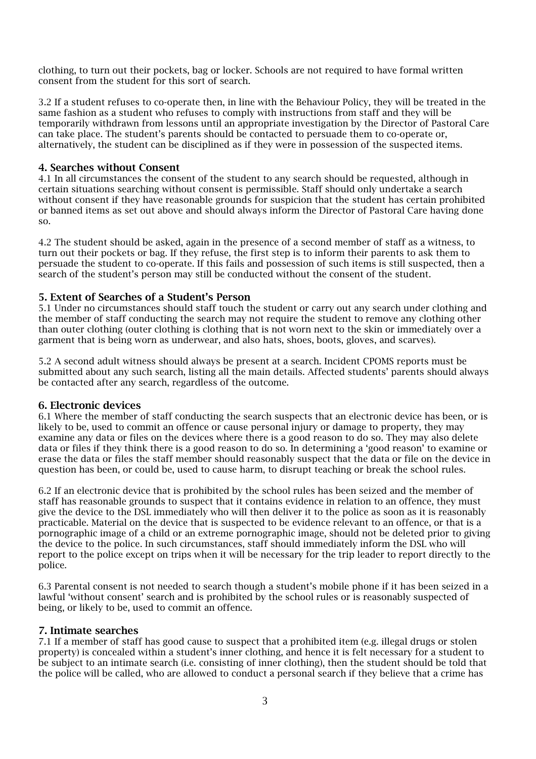clothing, to turn out their pockets, bag or locker. Schools are not required to have formal written consent from the student for this sort of search.

3.2 If a student refuses to co-operate then, in line with the Behaviour Policy, they will be treated in the same fashion as a student who refuses to comply with instructions from staff and they will be temporarily withdrawn from lessons until an appropriate investigation by the Director of Pastoral Care can take place. The student's parents should be contacted to persuade them to co-operate or, alternatively, the student can be disciplined as if they were in possession of the suspected items.

## 4. Searches without Consent

4.1 In all circumstances the consent of the student to any search should be requested, although in certain situations searching without consent is permissible. Staff should only undertake a search without consent if they have reasonable grounds for suspicion that the student has certain prohibited or banned items as set out above and should always inform the Director of Pastoral Care having done so.

4.2 The student should be asked, again in the presence of a second member of staff as a witness, to turn out their pockets or bag. If they refuse, the first step is to inform their parents to ask them to persuade the student to co-operate. If this fails and possession of such items is still suspected, then a search of the student's person may still be conducted without the consent of the student.

## 5. Extent of Searches of a Student's Person

5.1 Under no circumstances should staff touch the student or carry out any search under clothing and the member of staff conducting the search may not require the student to remove any clothing other than outer clothing (outer clothing is clothing that is not worn next to the skin or immediately over a garment that is being worn as underwear, and also hats, shoes, boots, gloves, and scarves).

5.2 A second adult witness should always be present at a search. Incident CPOMS reports must be submitted about any such search, listing all the main details. Affected students' parents should always be contacted after any search, regardless of the outcome.

## 6. Electronic devices

6.1 Where the member of staff conducting the search suspects that an electronic device has been, or is likely to be, used to commit an offence or cause personal injury or damage to property, they may examine any data or files on the devices where there is a good reason to do so. They may also delete data or files if they think there is a good reason to do so. In determining a 'good reason' to examine or erase the data or files the staff member should reasonably suspect that the data or file on the device in question has been, or could be, used to cause harm, to disrupt teaching or break the school rules.

6.2 If an electronic device that is prohibited by the school rules has been seized and the member of staff has reasonable grounds to suspect that it contains evidence in relation to an offence, they must give the device to the DSL immediately who will then deliver it to the police as soon as it is reasonably practicable. Material on the device that is suspected to be evidence relevant to an offence, or that is a pornographic image of a child or an extreme pornographic image, should not be deleted prior to giving the device to the police. In such circumstances, staff should immediately inform the DSL who will report to the police except on trips when it will be necessary for the trip leader to report directly to the police.

6.3 Parental consent is not needed to search though a student's mobile phone if it has been seized in a lawful 'without consent' search and is prohibited by the school rules or is reasonably suspected of being, or likely to be, used to commit an offence.

## 7. Intimate searches

7.1 If a member of staff has good cause to suspect that a prohibited item (e.g. illegal drugs or stolen property) is concealed within a student's inner clothing, and hence it is felt necessary for a student to be subject to an intimate search (i.e. consisting of inner clothing), then the student should be told that the police will be called, who are allowed to conduct a personal search if they believe that a crime has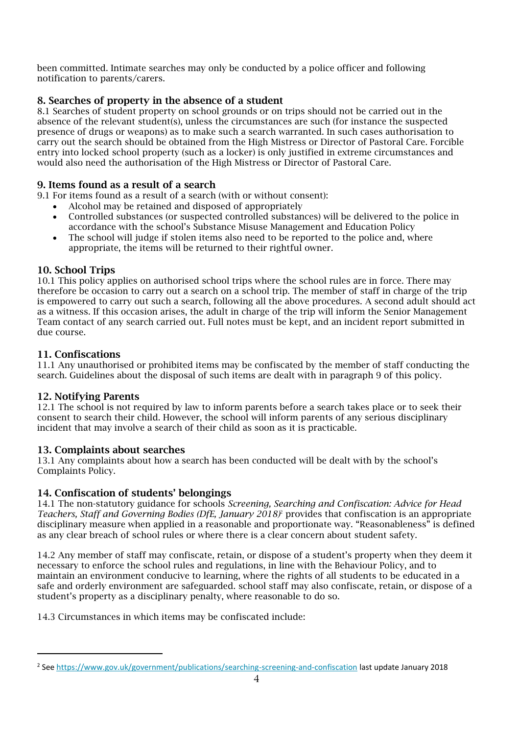been committed. Intimate searches may only be conducted by a police officer and following notification to parents/carers.

## 8. Searches of property in the absence of a student

8.1 Searches of student property on school grounds or on trips should not be carried out in the absence of the relevant student(s), unless the circumstances are such (for instance the suspected presence of drugs or weapons) as to make such a search warranted. In such cases authorisation to carry out the search should be obtained from the High Mistress or Director of Pastoral Care. Forcible entry into locked school property (such as a locker) is only justified in extreme circumstances and would also need the authorisation of the High Mistress or Director of Pastoral Care.

## 9. Items found as a result of a search

9.1 For items found as a result of a search (with or without consent):

- Alcohol may be retained and disposed of appropriately
- Controlled substances (or suspected controlled substances) will be delivered to the police in accordance with the school's Substance Misuse Management and Education Policy
- The school will judge if stolen items also need to be reported to the police and, where appropriate, the items will be returned to their rightful owner.

## 10. School Trips

10.1 This policy applies on authorised school trips where the school rules are in force. There may therefore be occasion to carry out a search on a school trip. The member of staff in charge of the trip is empowered to carry out such a search, following all the above procedures. A second adult should act as a witness. If this occasion arises, the adult in charge of the trip will inform the Senior Management Team contact of any search carried out. Full notes must be kept, and an incident report submitted in due course.

## 11. Confiscations

11.1 Any unauthorised or prohibited items may be confiscated by the member of staff conducting the search. Guidelines about the disposal of such items are dealt with in paragraph 9 of this policy.

## 12. Notifying Parents

12.1 The school is not required by law to inform parents before a search takes place or to seek their consent to search their child. However, the school will inform parents of any serious disciplinary incident that may involve a search of their child as soon as it is practicable.

## 13. Complaints about searches

13.1 Any complaints about how a search has been conducted will be dealt with by the school's Complaints Policy.

## 14. Confiscation of students' belongings

14.1 The non-statutory guidance for schools *Screening, Searching and Confiscation: Advice for Head Teachers, Staff and Governing Bodies (DfE, January 2018)*[2] provides that confiscation is an appropriate disciplinary measure when applied in a reasonable and proportionate way. "Reasonableness" is defined as any clear breach of school rules or where there is a clear concern about student safety.

14.2 Any member of staff may confiscate, retain, or dispose of a student's property when they deem it necessary to enforce the school rules and regulations, in line with the Behaviour Policy, and to maintain an environment conducive to learning, where the rights of all students to be educated in a safe and orderly environment are safeguarded. school staff may also confiscate, retain, or dispose of a student's property as a disciplinary penalty, where reasonable to do so.

14.3 Circumstances in which items may be confiscated include:

---

[2] See https://www.gov.uk/government/publications/searching-screening-and-confiscation last update January 2018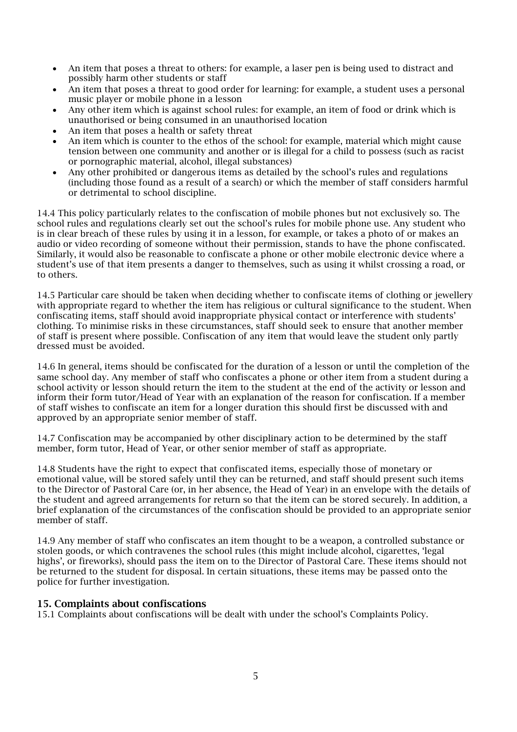- An item that poses a threat to others: for example, a laser pen is being used to distract and possibly harm other students or staff
- An item that poses a threat to good order for learning: for example, a student uses a personal music player or mobile phone in a lesson
- Any other item which is against school rules: for example, an item of food or drink which is unauthorised or being consumed in an unauthorised location
- An item that poses a health or safety threat
- An item which is counter to the ethos of the school: for example, material which might cause tension between one community and another or is illegal for a child to possess (such as racist or pornographic material, alcohol, illegal substances)
- Any other prohibited or dangerous items as detailed by the school's rules and regulations (including those found as a result of a search) or which the member of staff considers harmful or detrimental to school discipline.

14.4 This policy particularly relates to the confiscation of mobile phones but not exclusively so. The school rules and regulations clearly set out the school's rules for mobile phone use. Any student who is in clear breach of these rules by using it in a lesson, for example, or takes a photo of or makes an audio or video recording of someone without their permission, stands to have the phone confiscated. Similarly, it would also be reasonable to confiscate a phone or other mobile electronic device where a student's use of that item presents a danger to themselves, such as using it whilst crossing a road, or to others.

14.5 Particular care should be taken when deciding whether to confiscate items of clothing or jewellery with appropriate regard to whether the item has religious or cultural significance to the student. When confiscating items, staff should avoid inappropriate physical contact or interference with students' clothing. To minimise risks in these circumstances, staff should seek to ensure that another member of staff is present where possible. Confiscation of any item that would leave the student only partly dressed must be avoided.

14.6 In general, items should be confiscated for the duration of a lesson or until the completion of the same school day. Any member of staff who confiscates a phone or other item from a student during a school activity or lesson should return the item to the student at the end of the activity or lesson and inform their form tutor/Head of Year with an explanation of the reason for confiscation. If a member of staff wishes to confiscate an item for a longer duration this should first be discussed with and approved by an appropriate senior member of staff.

14.7 Confiscation may be accompanied by other disciplinary action to be determined by the staff member, form tutor, Head of Year, or other senior member of staff as appropriate.

14.8 Students have the right to expect that confiscated items, especially those of monetary or emotional value, will be stored safely until they can be returned, and staff should present such items to the Director of Pastoral Care (or, in her absence, the Head of Year) in an envelope with the details of the student and agreed arrangements for return so that the item can be stored securely. In addition, a brief explanation of the circumstances of the confiscation should be provided to an appropriate senior member of staff.

14.9 Any member of staff who confiscates an item thought to be a weapon, a controlled substance or stolen goods, or which contravenes the school rules (this might include alcohol, cigarettes, 'legal highs', or fireworks), should pass the item on to the Director of Pastoral Care. These items should not be returned to the student for disposal. In certain situations, these items may be passed onto the police for further investigation.

## 15. Complaints about confiscations

15.1 Complaints about confiscations will be dealt with under the school's Complaints Policy.